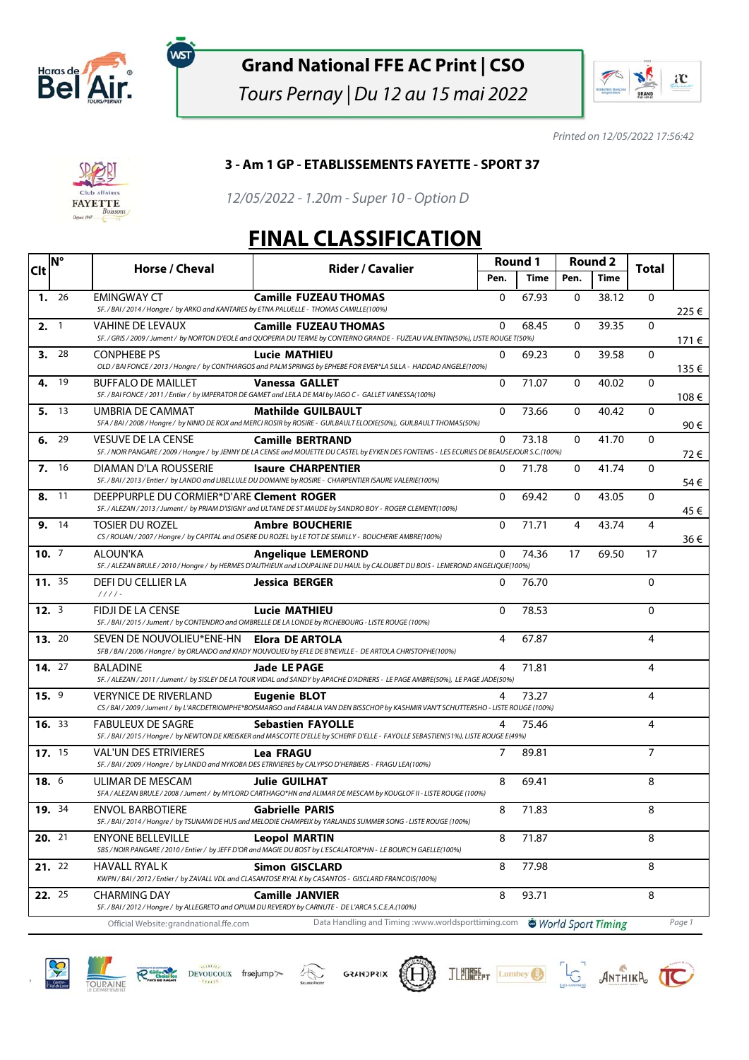# Grand National FFE AC Print | CSO

*Tours Pernay | Du 12 au 15 mai 2022*

*Printed on 12/05/2022 17:56:42*

### 3 - Am 1 GP - ETABLISSEMENTS FAYETTE - SPORT 37

*12/05/2022 - 1.20m - Super 10 - Option D*

## FINAL CLASSIFICATION

| Clt | N° | Horse / Cheval | Rider / Cavalier | Round 1 Pen. | Round 1 Time | Round 2 Pen. | Round 2 Time | Total | |
|---|---|---|---|---|---|---|---|---|---|
| 1. | 26 | EMINGWAY CT<br>*SF. / BAI / 2014 / Hongre / by ARKO and KANTARES by ETNA PALUELLE - THOMAS CAMILLE(100%)* | **Camille FUZEAU THOMAS** | 0 | 67.93 | 0 | 38.12 | 0 | 225 € |
| 2. | 1 | VAHINE DE LEVAUX<br>*SF. / GRIS / 2009 / Jument / by NORTON D'EOLE and QUOPERIA DU TERME by CONTERNO GRANDE - FUZEAU VALENTIN(50%), LISTE ROUGE T(50%)* | **Camille FUZEAU THOMAS** | 0 | 68.45 | 0 | 39.35 | 0 | 171 € |
| 3. | 28 | CONPHEBE PS<br>*OLD / BAI FONCE / 2013 / Hongre / by CONTHARGOS and PALM SPRINGS by EPHEBE FOR EVER*LA SILLA - HADDAD ANGELE(100%)* | **Lucie MATHIEU** | 0 | 69.23 | 0 | 39.58 | 0 | 135 € |
| 4. | 19 | BUFFALO DE MAILLET<br>*SF. / BAI FONCE / 2011 / Entier / by IMPERATOR DE GAMET and LEILA DE MAI by IAGO C - GALLET VANESSA(100%)* | **Vanessa GALLET** | 0 | 71.07 | 0 | 40.02 | 0 | 108 € |
| 5. | 13 | UMBRIA DE CAMMAT<br>*SFA / BAI / 2008 / Hongre / by NINIO DE ROX and MERCI ROSIR by ROSIRE - GUILBAULT ELODIE(50%), GUILBAULT THOMAS(50%)* | **Mathilde GUILBAULT** | 0 | 73.66 | 0 | 40.42 | 0 | 90 € |
| 6. | 29 | VESUVE DE LA CENSE<br>*SF. / NOIR PANGARE / 2009 / Hongre / by JENNY DE LA CENSE and MOUETTE DU CASTEL by EYKEN DES FONTENIS - LES ECURIES DE BEAUSEJOUR S.C.(100%)* | **Camille BERTRAND** | 0 | 73.18 | 0 | 41.70 | 0 | 72 € |
| 7. | 16 | DIAMAN D'LA ROUSSERIE<br>*SF. / BAI / 2013 / Entier / by LANDO and LIBELLULE DU DOMAINE by ROSIRE - CHARPENTIER ISAURE VALERIE(100%)* | **Isaure CHARPENTIER** | 0 | 71.78 | 0 | 41.74 | 0 | 54 € |
| 8. | 11 | DEEPPURPLE DU CORMIER*D'ARE<br>*SF. / ALEZAN / 2013 / Jument / by PRIAM D'ISIGNY and ULTANE DE ST MAUDE by SANDRO BOY - ROGER CLEMENT(100%)* | **Clement ROGER** | 0 | 69.42 | 0 | 43.05 | 0 | 45 € |
| 9. | 14 | TOSIER DU ROZEL<br>*CS / ROUAN / 2007 / Hongre / by CAPITAL and OSIERE DU ROZEL by LE TOT DE SEMILLY - BOUCHERIE AMBRE(100%)* | **Ambre BOUCHERIE** | 0 | 71.71 | 4 | 43.74 | 4 | 36 € |
| 10. | 7 | ALOUN'KA<br>*SF. / ALEZAN BRULE / 2010 / Hongre / by HERMES D'AUTHIEUX and LOUPALINE DU HAUL by CALOUBET DU BOIS - LEMEROND ANGELIQUE(100%)* | **Angelique LEMEROND** | 0 | 74.36 | 17 | 69.50 | 17 | |
| 11. | 35 | DEFI DU CELLIER LA<br>*/ / / / -* | **Jessica BERGER** | 0 | 76.70 | | | 0 | |
| 12. | 3 | FIDJI DE LA CENSE<br>*SF. / BAI / 2015 / Jument / by CONTENDRO and OMBRELLE DE LA LONDE by RICHEBOURG - LISTE ROUGE (100%)* | **Lucie MATHIEU** | 0 | 78.53 | | | 0 | |
| 13. | 20 | SEVEN DE NOUVOLIEU*ENE-HN<br>*SFB / BAI / 2006 / Hongre / by ORLANDO and KIADY NOUVOLIEU by EFLE DE B'NEVILLE - DE ARTOLA CHRISTOPHE(100%)* | **Elora DE ARTOLA** | 4 | 67.87 | | | 4 | |
| 14. | 27 | BALADINE<br>*SF. / ALEZAN / 2011 / Jument / by SISLEY DE LA TOUR VIDAL and SANDY by APACHE D'ADRIERS - LE PAGE AMBRE(50%), LE PAGE JADE(50%)* | **Jade LE PAGE** | 4 | 71.81 | | | 4 | |
| 15. | 9 | VERYNICE DE RIVERLAND<br>*CS / BAI / 2009 / Jument / by L'ARCDETRIOMPHE*BOISMARGO and FABALIA VAN DEN BISSCHOP by KASHMIR VAN'T SCHUTTERSHO - LISTE ROUGE (100%)* | **Eugenie BLOT** | 4 | 73.27 | | | 4 | |
| 16. | 33 | FABULEUX DE SAGRE<br>*SF. / BAI / 2015 / Hongre / by NEWTON DE KREISKER and MASCOTTE D'ELLE by SCHERIF D'ELLE - FAYOLLE SEBASTIEN(51%), LISTE ROUGE E(49%)* | **Sebastien FAYOLLE** | 4 | 75.46 | | | 4 | |
| 17. | 15 | VAL'UN DES ETRIVIERES<br>*SF. / BAI / 2009 / Hongre / by LANDO and NYKOBA DES ETRIVIERES by CALYPSO D'HERBIERS - FRAGU LEA(100%)* | **Lea FRAGU** | 7 | 89.81 | | | 7 | |
| 18. | 6 | ULIMAR DE MESCAM<br>*SFA / ALEZAN BRULE / 2008 / Jument / by MYLORD CARTHAGO*HN and ALIMAR DE MESCAM by KOUGLOF II - LISTE ROUGE (100%)* | **Julie GUILHAT** | 8 | 69.41 | | | 8 | |
| 19. | 34 | ENVOL BARBOTIERE<br>*SF. / BAI / 2014 / Hongre / by TSUNAMI DE HUS and MELODIE CHAMPEIX by YARLANDS SUMMER SONG - LISTE ROUGE (100%)* | **Gabrielle PARIS** | 8 | 71.83 | | | 8 | |
| 20. | 21 | ENYONE BELLEVILLE<br>*SBS / NOIR PANGARE / 2010 / Entier / by JEFF D'OR and MAGIE DU BOST by L'ESCALATOR*HN - LE BOURC'H GAELLE(100%)* | **Leopol MARTIN** | 8 | 71.87 | | | 8 | |
| 21. | 22 | HAVALL RYAL K<br>*KWPN / BAI / 2012 / Entier / by ZAVALL VDL and CLASANTOSE RYAL K by CASANTOS - GISCLARD FRANCOIS(100%)* | **Simon GISCLARD** | 8 | 77.98 | | | 8 | |
| 22. | 25 | CHARMING DAY<br>*SF. / BAI / 2012 / Hongre / by ALLEGRETO and OPIUM DU REVERDY by CARNUTE - DE L'ARCA S.C.E.A.(100%)* | **Camille JANVIER** | 8 | 93.71 | | | 8 | |

Official Website: grandnational.ffe.com — Data Handling and Timing: www.worldsporttiming.com — World Sport Timing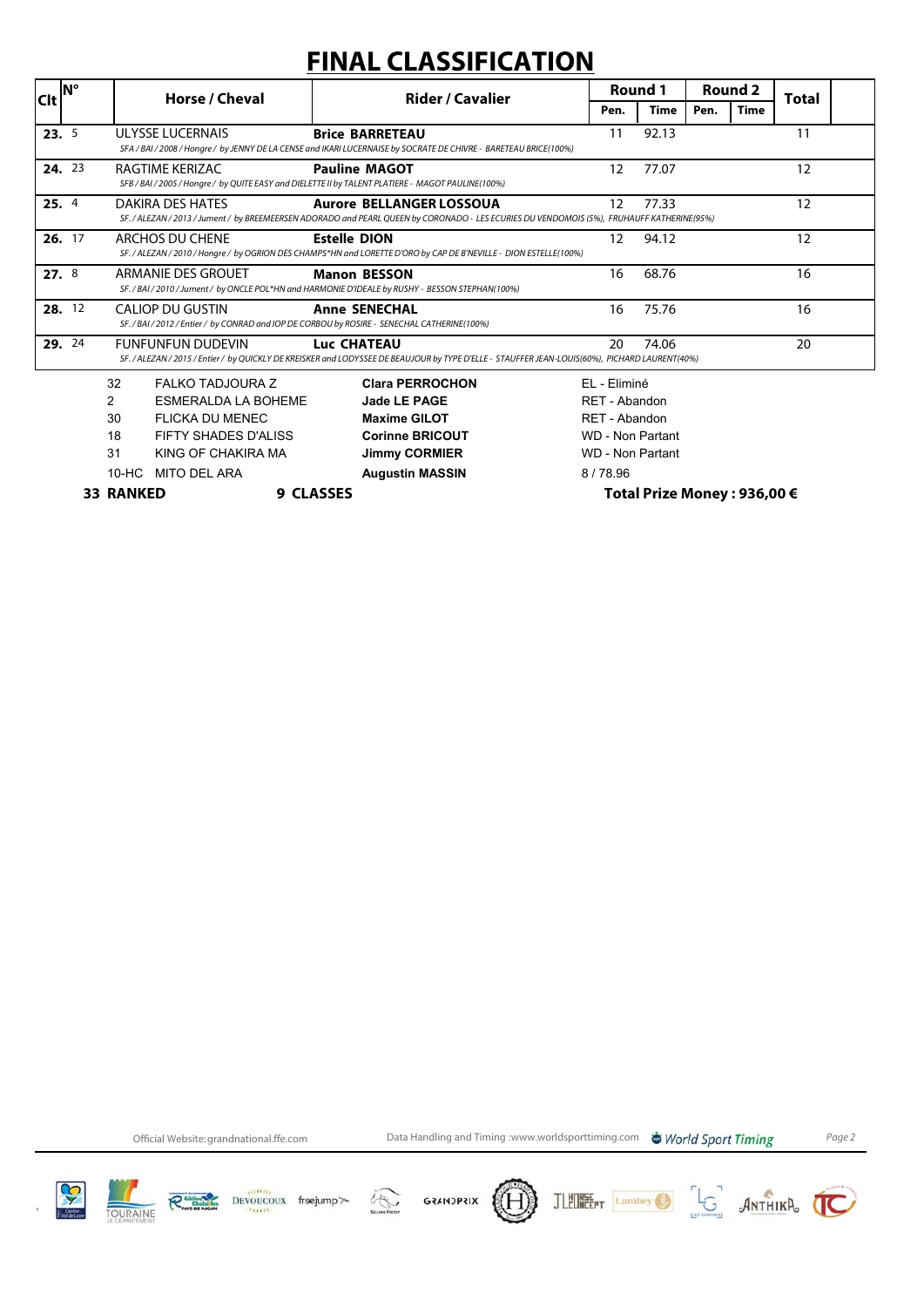# FINAL CLASSIFICATION

| Clt | N° | Horse / Cheval | Rider / Cavalier | Round 1 | | Round 2 | | Total |
|---|---|---|---|---|---|---|---|---|
| | | | | Pen. | Time | Pen. | Time | |
| 23. | 5 | ULYSSE LUCERNAIS<br>*SFA / BAI / 2008 / Hongre / by JENNY DE LA CENSE and IKARI LUCERNAISE by SOCRATE DE CHIVRE - BARETEAU BRICE(100%)* | **Brice BARRETEAU** | 11 | 92.13 | | | 11 |
| 24. | 23 | RAGTIME KERIZAC<br>*SFB / BAI / 2005 / Hongre / by QUITE EASY and DIELETTE II by TALENT PLATIERE - MAGOT PAULINE(100%)* | **Pauline MAGOT** | 12 | 77.07 | | | 12 |
| 25. | 4 | DAKIRA DES HATES<br>*SF. / ALEZAN / 2013 / Jument / by BREEMEERSEN ADORADO and PEARL QUEEN by CORONADO - LES ECURIES DU VENDOMOIS (5%), FRUHAUFF KATHERINE(95%)* | **Aurore BELLANGER LOSSOUA** | 12 | 77.33 | | | 12 |
| 26. | 17 | ARCHOS DU CHENE<br>*SF. / ALEZAN / 2010 / Hongre / by OGRION DES CHAMPS*HN and LORETTE D'ORO by CAP DE B'NEVILLE - DION ESTELLE(100%)* | **Estelle DION** | 12 | 94.12 | | | 12 |
| 27. | 8 | ARMANIE DES GROUET<br>*SF. / BAI / 2010 / Jument / by ONCLE POL*HN and HARMONIE D'IDEALE by RUSHY - BESSON STEPHAN(100%)* | **Manon BESSON** | 16 | 68.76 | | | 16 |
| 28. | 12 | CALIOP DU GUSTIN<br>*SF. / BAI / 2012 / Entier / by CONRAD and IOP DE CORBOU by ROSIRE - SENECHAL CATHERINE(100%)* | **Anne SENECHAL** | 16 | 75.76 | | | 16 |
| 29. | 24 | FUNFUNFUN DUDEVIN<br>*SF. / ALEZAN / 2015 / Entier / by QUICKLY DE KREISKER and LODYSSEE DE BEAUJOUR by TYPE D'ELLE - STAUFFER JEAN-LOUIS(60%), PICHARD LAURENT(40%)* | **Luc CHATEAU** | 20 | 74.06 | | | 20 |

| N° | Horse / Cheval | Rider / Cavalier | Status |
|---|---|---|---|
| 32 | FALKO TADJOURA Z | **Clara PERROCHON** | EL - Eliminé |
| 2 | ESMERALDA LA BOHEME | **Jade LE PAGE** | RET - Abandon |
| 30 | FLICKA DU MENEC | **Maxime GILOT** | RET - Abandon |
| 18 | FIFTY SHADES D'ALISS | **Corinne BRICOUT** | WD - Non Partant |
| 31 | KING OF CHAKIRA MA | **Jimmy CORMIER** | WD - Non Partant |
| 10-HC | MITO DEL ARA | **Augustin MASSIN** | 8 / 78.96 |

**33 RANKED** **9 CLASSES** **Total Prize Money : 936,00 €**

Official Website: grandnational.ffe.com Data Handling and Timing : www.worldsporttiming.com World Sport Timing